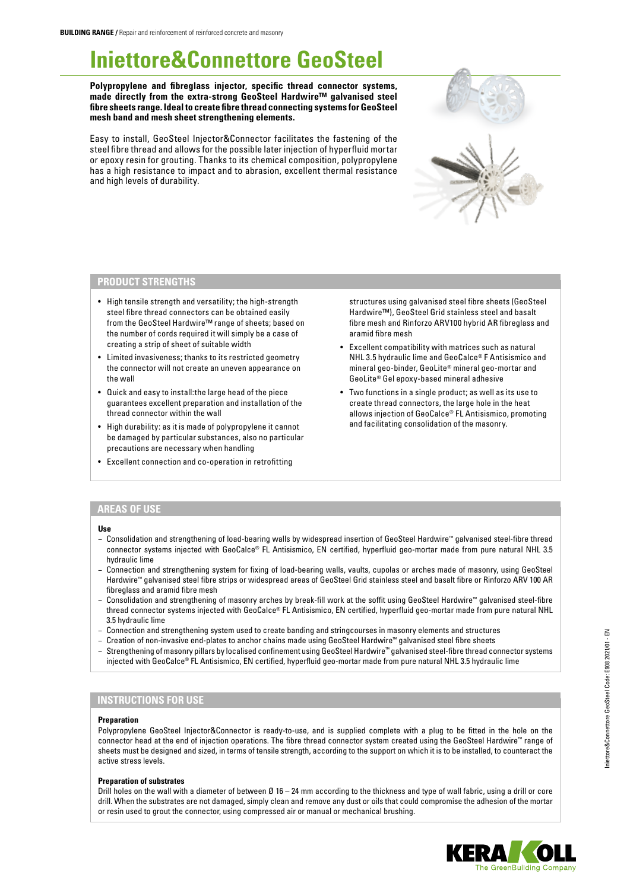# Iniettore&Connettore GeoSteel

**Polypropylene and fibreglass injector, specific thread connector systems, made directly from the extra-strong GeoSteel Hardwire™ galvanised steel fibre sheets range. Ideal to create fibre thread connecting systems for GeoSteel mesh band and mesh sheet strengthening elements.**

Easy to install, GeoSteel Injector&Connector facilitates the fastening of the steel fibre thread and allows for the possible later injection of hyperfluid mortar or epoxy resin for grouting. Thanks to its chemical composition, polypropylene has a high resistance to impact and to abrasion, excellent thermal resistance and high levels of durability.

## PRODUCT STRENGTHS

- High tensile strength and versatility; the high-strength steel fibre thread connectors can be obtained easily from the GeoSteel Hardwire™ range of sheets; based on the number of cords required it will simply be a case of creating a strip of sheet of suitable width
- Limited invasiveness; thanks to its restricted geometry the connector will not create an uneven appearance on the wall
- Quick and easy to install:the large head of the piece guarantees excellent preparation and installation of the thread connector within the wall
- High durability: as it is made of polypropylene it cannot be damaged by particular substances, also no particular precautions are necessary when handling
- Excellent connection and co-operation in retrofitting structures using galvanised steel fibre sheets (GeoSteel Hardwire™), GeoSteel Grid stainless steel and basalt fibre mesh and Rinforzo ARV100 hybrid AR fibreglass and aramid fibre mesh
- Excellent compatibility with matrices such as natural NHL 3.5 hydraulic lime and GeoCalce® F Antisismico and mineral geo-binder, GeoLite® mineral geo-mortar and GeoLite® Gel epoxy-based mineral adhesive
- Two functions in a single product; as well as its use to create thread connectors, the large hole in the heat allows injection of GeoCalce® FL Antisismico, promoting and facilitating consolidation of the masonry.

## AREAS OF USE

**Use**

- Consolidation and strengthening of load-bearing walls by widespread insertion of GeoSteel Hardwire™ galvanised steel-fibre thread connector systems injected with GeoCalce® FL Antisismico, EN certified, hyperfluid geo-mortar made from pure natural NHL 3.5 hydraulic lime
- Connection and strengthening system for fixing of load-bearing walls, vaults, cupolas or arches made of masonry, using GeoSteel Hardwire™ galvanised steel fibre strips or widespread areas of GeoSteel Grid stainless steel and basalt fibre or Rinforzo ARV 100 AR fibreglass and aramid fibre mesh
- Consolidation and strengthening of masonry arches by break-fill work at the soffit using GeoSteel Hardwire™ galvanised steel-fibre thread connector systems injected with GeoCalce® FL Antisismico, EN certified, hyperfluid geo-mortar made from pure natural NHL 3.5 hydraulic lime
- Connection and strengthening system used to create banding and stringcourses in masonry elements and structures
- Creation of non-invasive end-plates to anchor chains made using GeoSteel Hardwire™ galvanised steel fibre sheets
- Strengthening of masonry pillars by localised confinement using GeoSteel Hardwire™ galvanised steel-fibre thread connector systems injected with GeoCalce® FL Antisismico, EN certified, hyperfluid geo-mortar made from pure natural NHL 3.5 hydraulic lime

## INSTRUCTIONS FOR USE

**Preparation**

Polypropylene GeoSteel Injector&Connector is ready-to-use, and is supplied complete with a plug to be fitted in the hole on the connector head at the end of injection operations. The fibre thread connector system created using the GeoSteel Hardwire™ range of sheets must be designed and sized, in terms of tensile strength, according to the support on which it is to be installed, to counteract the active stress levels.

**Preparation of substrates**

Drill holes on the wall with a diameter of between Ø 16 – 24 mm according to the thickness and type of wall fabric, using a drill or core drill. When the substrates are not damaged, simply clean and remove any dust or oils that could compromise the adhesion of the mortar or resin used to grout the connector, using compressed air or manual or mechanical brushing.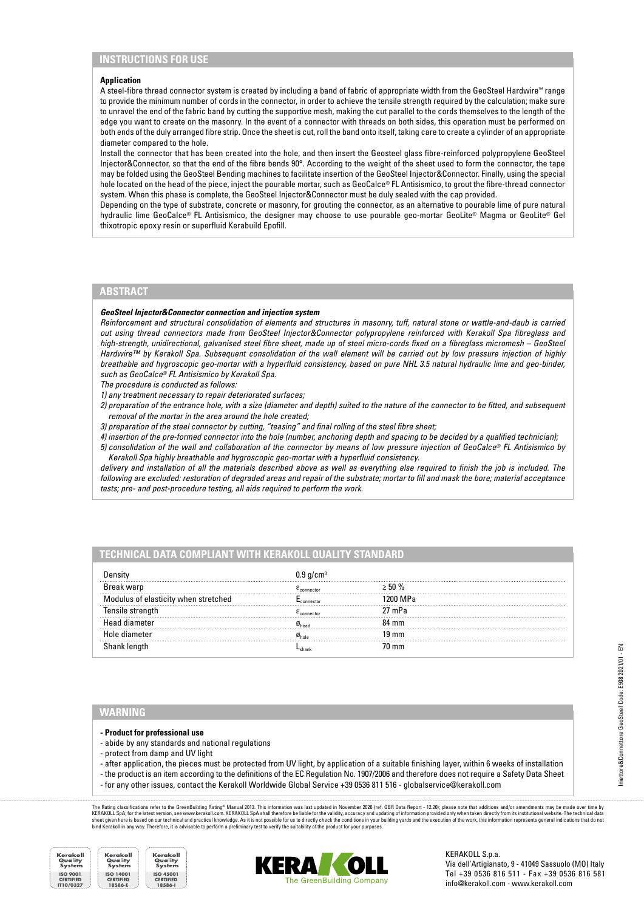## INSTRUCTIONS FOR USE

**Application**

A steel-fibre thread connector system is created by including a band of fabric of appropriate width from the GeoSteel Hardwire™ range to provide the minimum number of cords in the connector, in order to achieve the tensile strength required by the calculation; make sure to unravel the end of the fabric band by cutting the supportive mesh, making the cut parallel to the cords themselves to the length of the edge you want to create on the masonry. In the event of a connector with threads on both sides, this operation must be performed on both ends of the duly arranged fibre strip. Once the sheet is cut, roll the band onto itself, taking care to create a cylinder of an appropriate diameter compared to the hole.

Install the connector that has been created into the hole, and then insert the Geosteel glass fibre-reinforced polypropylene GeoSteel Injector&Connector, so that the end of the fibre bends 90°. According to the weight of the sheet used to form the connector, the tape may be folded using the GeoSteel Bending machines to facilitate insertion of the GeoSteel Injector&Connector. Finally, using the special hole located on the head of the piece, inject the pourable mortar, such as GeoCalce® FL Antisismico, to grout the fibre-thread connector system. When this phase is complete, the GeoSteel Injector&Connector must be duly sealed with the cap provided.

Depending on the type of substrate, concrete or masonry, for grouting the connector, as an alternative to pourable lime of pure natural hydraulic lime GeoCalce® FL Antisismico, the designer may choose to use pourable geo-mortar GeoLite® Magma or GeoLite® Gel thixotropic epoxy resin or superfluid Kerabuild Epofill.

## ABSTRACT

***GeoSteel Injector&Connector connection and injection system***

*Reinforcement and structural consolidation of elements and structures in masonry, tuff, natural stone or wattle-and-daub is carried out using thread connectors made from GeoSteel Injector&Connector polypropylene reinforced with Kerakoll Spa fibreglass and high-strength, unidirectional, galvanised steel fibre sheet, made up of steel micro-cords fixed on a fibreglass micromesh – GeoSteel Hardwire™ by Kerakoll Spa. Subsequent consolidation of the wall element will be carried out by low pressure injection of highly breathable and hygroscopic geo-mortar with a hyperfluid consistency, based on pure NHL 3.5 natural hydraulic lime and geo-binder, such as GeoCalce® FL Antisismico by Kerakoll Spa.*

*The procedure is conducted as follows:*

*1) any treatment necessary to repair deteriorated surfaces;*

*2) preparation of the entrance hole, with a size (diameter and depth) suited to the nature of the connector to be fitted, and subsequent removal of the mortar in the area around the hole created;*

*3) preparation of the steel connector by cutting, "teasing" and final rolling of the steel fibre sheet;*

*4) insertion of the pre-formed connector into the hole (number, anchoring depth and spacing to be decided by a qualified technician);*

*5) consolidation of the wall and collaboration of the connector by means of low pressure injection of GeoCalce® FL Antisismico by Kerakoll Spa highly breathable and hygroscopic geo-mortar with a hyperfluid consistency.*

*delivery and installation of all the materials described above as well as everything else required to finish the job is included. The following are excluded: restoration of degraded areas and repair of the substrate; mortar to fill and mask the bore; material acceptance tests; pre- and post-procedure testing, all aids required to perform the work.*

## TECHNICAL DATA COMPLIANT WITH KERAKOLL QUALITY STANDARD

| | | |
|---|---|---|
| Density | 0.9 g/cm³ | |
| Break warp | $\varepsilon_{connector}$ | ≥ 50 % |
| Modulus of elasticity when stretched | $E_{connector}$ | 1200 MPa |
| Tensile strength | $\varepsilon_{connector}$ | 27 mPa |
| Head diameter | $ø_{head}$ | 84 mm |
| Hole diameter | $ø_{hole}$ | 19 mm |
| Shank length | $L_{shank}$ | 70 mm |

## WARNING

- **Product for professional use**
- abide by any standards and national regulations
- protect from damp and UV light
- after application, the pieces must be protected from UV light, by application of a suitable finishing layer, within 6 weeks of installation
- the product is an item according to the definitions of the EC Regulation No. 1907/2006 and therefore does not require a Safety Data Sheet
- for any other issues, contact the Kerakoll Worldwide Global Service +39 0536 811 516 - globalservice@kerakoll.com

The Rating classifications refer to the GreenBuilding Rating® Manual 2013. This information was last updated in November 2020 (ref. GBR Data Report - 12.20); please note that additions and/or amendments may be made over time by KERAKOLL SpA; for the latest version, see www.kerakoll.com. KERAKOLL SpA shall therefore be liable for the validity, accuracy and updating of information provided only when taken directly from its institutional website. The technical data sheet given here is based on our technical and practical knowledge. As it is not possible for us to directly check the conditions in your building yards and the execution of the work, this information represents general indications that do not bind Kerakoll in any way. Therefore, it is advisable to perform a preliminary test to verify the suitability of the product for your purposes.

Kerakoll Quality System ISO 9001 CERTIFIED IT10/0327 — Kerakoll Quality System ISO 14001 CERTIFIED 18586-E — Kerakoll Quality System ISO 45001 CERTIFIED 18586-I

KERAKOLL The GreenBuilding Company

KERAKOLL S.p.a.
Via dell'Artigianato, 9 - 41049 Sassuolo (MO) Italy
Tel +39 0536 816 511 - Fax +39 0536 816 581
info@kerakoll.com - www.kerakoll.com

Iniettore&Connettore GeoSteel Code: E908 2021/01 - EN